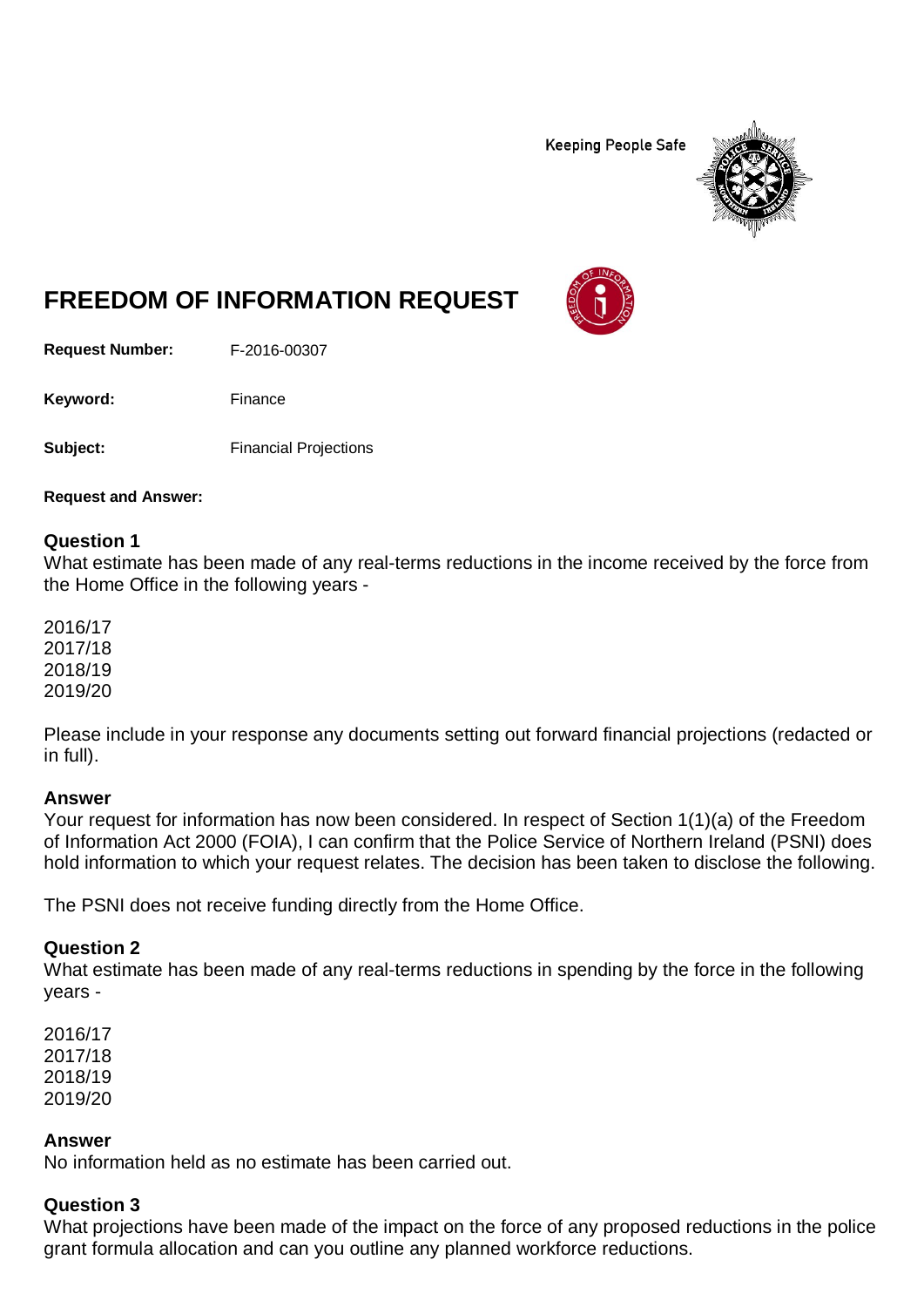Keeping People Safe

# FREEDOM OF INFORMATION REQUEST

**Request Number:** F-2016-00307

**Keyword:** Finance

**Subject:** Financial Projections

**Request and Answer:**

### Question 1

What estimate has been made of any real-terms reductions in the income received by the force from the Home Office in the following years -

2016/17
2017/18
2018/19
2019/20

Please include in your response any documents setting out forward financial projections (redacted or in full).

### Answer

Your request for information has now been considered. In respect of Section 1(1)(a) of the Freedom of Information Act 2000 (FOIA), I can confirm that the Police Service of Northern Ireland (PSNI) does hold information to which your request relates. The decision has been taken to disclose the following.

The PSNI does not receive funding directly from the Home Office.

### Question 2

What estimate has been made of any real-terms reductions in spending by the force in the following years -

2016/17
2017/18
2018/19
2019/20

### Answer

No information held as no estimate has been carried out.

### Question 3

What projections have been made of the impact on the force of any proposed reductions in the police grant formula allocation and can you outline any planned workforce reductions.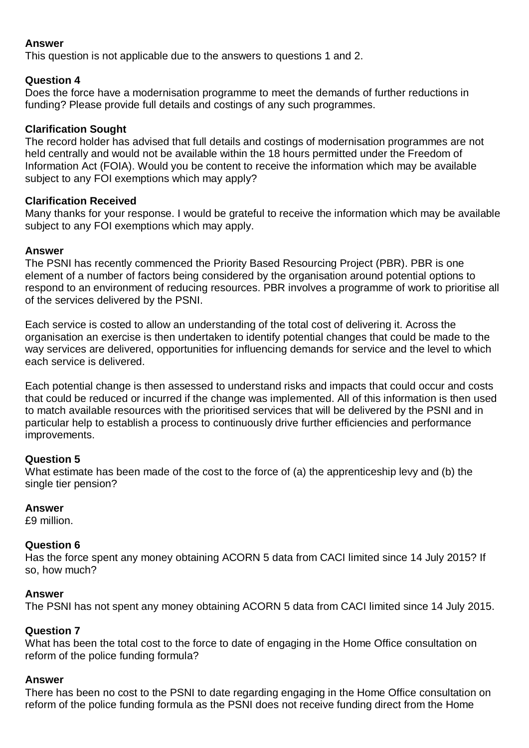**Answer**
This question is not applicable due to the answers to questions 1 and 2.

**Question 4**
Does the force have a modernisation programme to meet the demands of further reductions in funding? Please provide full details and costings of any such programmes.

**Clarification Sought**
The record holder has advised that full details and costings of modernisation programmes are not held centrally and would not be available within the 18 hours permitted under the Freedom of Information Act (FOIA). Would you be content to receive the information which may be available subject to any FOI exemptions which may apply?

**Clarification Received**
Many thanks for your response. I would be grateful to receive the information which may be available subject to any FOI exemptions which may apply.

**Answer**
The PSNI has recently commenced the Priority Based Resourcing Project (PBR). PBR is one element of a number of factors being considered by the organisation around potential options to respond to an environment of reducing resources. PBR involves a programme of work to prioritise all of the services delivered by the PSNI.

Each service is costed to allow an understanding of the total cost of delivering it. Across the organisation an exercise is then undertaken to identify potential changes that could be made to the way services are delivered, opportunities for influencing demands for service and the level to which each service is delivered.

Each potential change is then assessed to understand risks and impacts that could occur and costs that could be reduced or incurred if the change was implemented. All of this information is then used to match available resources with the prioritised services that will be delivered by the PSNI and in particular help to establish a process to continuously drive further efficiencies and performance improvements.

**Question 5**
What estimate has been made of the cost to the force of (a) the apprenticeship levy and (b) the single tier pension?

**Answer**
£9 million.

**Question 6**
Has the force spent any money obtaining ACORN 5 data from CACI limited since 14 July 2015? If so, how much?

**Answer**
The PSNI has not spent any money obtaining ACORN 5 data from CACI limited since 14 July 2015.

**Question 7**
What has been the total cost to the force to date of engaging in the Home Office consultation on reform of the police funding formula?

**Answer**
There has been no cost to the PSNI to date regarding engaging in the Home Office consultation on reform of the police funding formula as the PSNI does not receive funding direct from the Home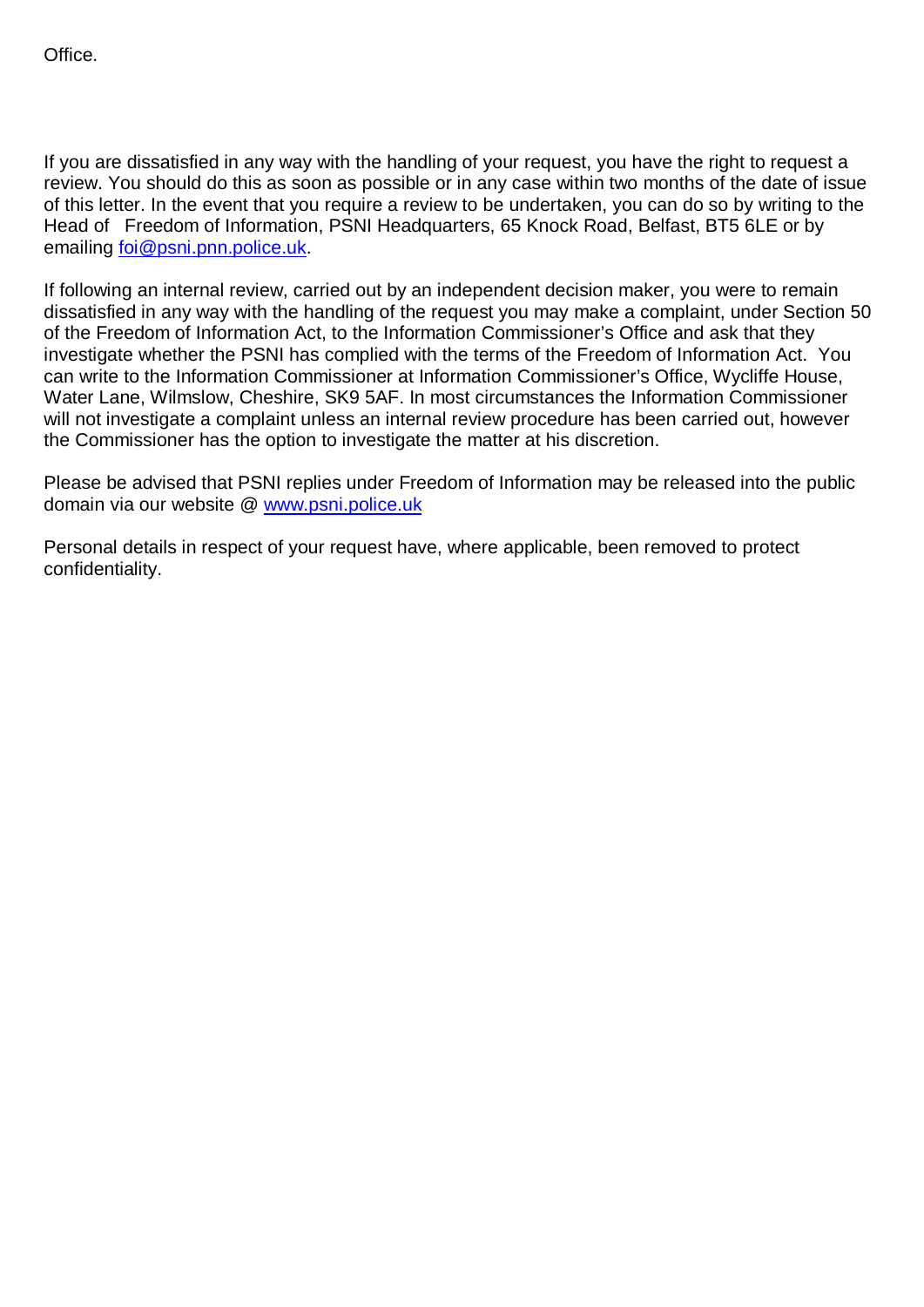Office.

If you are dissatisfied in any way with the handling of your request, you have the right to request a review. You should do this as soon as possible or in any case within two months of the date of issue of this letter. In the event that you require a review to be undertaken, you can do so by writing to the Head of Freedom of Information, PSNI Headquarters, 65 Knock Road, Belfast, BT5 6LE or by emailing [foi@psni.pnn.police.uk](mailto:foi@psni.pnn.police.uk).

If following an internal review, carried out by an independent decision maker, you were to remain dissatisfied in any way with the handling of the request you may make a complaint, under Section 50 of the Freedom of Information Act, to the Information Commissioner's Office and ask that they investigate whether the PSNI has complied with the terms of the Freedom of Information Act. You can write to the Information Commissioner at Information Commissioner's Office, Wycliffe House, Water Lane, Wilmslow, Cheshire, SK9 5AF. In most circumstances the Information Commissioner will not investigate a complaint unless an internal review procedure has been carried out, however the Commissioner has the option to investigate the matter at his discretion.

Please be advised that PSNI replies under Freedom of Information may be released into the public domain via our website @ [www.psni.police.uk](http://www.psni.police.uk)

Personal details in respect of your request have, where applicable, been removed to protect confidentiality.